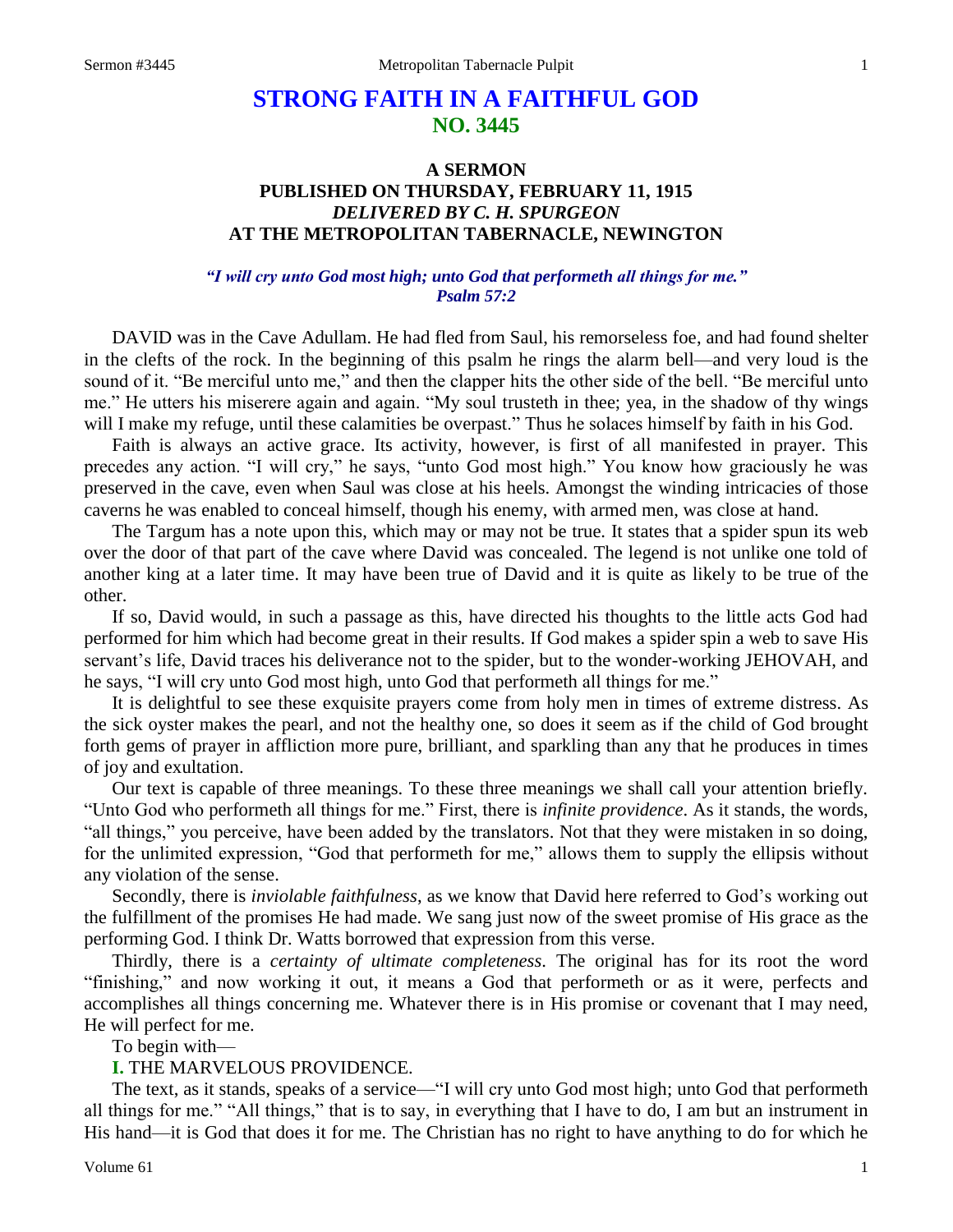# STRONG FAITH IN A FAITHFUL GOD
## NO. 3445

### A SERMON
### PUBLISHED ON THURSDAY, FEBRUARY 11, 1915
### *DELIVERED BY C. H. SPURGEON*
### AT THE METROPOLITAN TABERNACLE, NEWINGTON

***"I will cry unto God most high; unto God that performeth all things for me."***
***Psalm 57:2***

DAVID was in the Cave Adullam. He had fled from Saul, his remorseless foe, and had found shelter in the clefts of the rock. In the beginning of this psalm he rings the alarm bell—and very loud is the sound of it. "Be merciful unto me," and then the clapper hits the other side of the bell. "Be merciful unto me." He utters his miserere again and again. "My soul trusteth in thee; yea, in the shadow of thy wings will I make my refuge, until these calamities be overpast." Thus he solaces himself by faith in his God.

Faith is always an active grace. Its activity, however, is first of all manifested in prayer. This precedes any action. "I will cry," he says, "unto God most high." You know how graciously he was preserved in the cave, even when Saul was close at his heels. Amongst the winding intricacies of those caverns he was enabled to conceal himself, though his enemy, with armed men, was close at hand.

The Targum has a note upon this, which may or may not be true. It states that a spider spun its web over the door of that part of the cave where David was concealed. The legend is not unlike one told of another king at a later time. It may have been true of David and it is quite as likely to be true of the other.

If so, David would, in such a passage as this, have directed his thoughts to the little acts God had performed for him which had become great in their results. If God makes a spider spin a web to save His servant's life, David traces his deliverance not to the spider, but to the wonder-working JEHOVAH, and he says, "I will cry unto God most high, unto God that performeth all things for me."

It is delightful to see these exquisite prayers come from holy men in times of extreme distress. As the sick oyster makes the pearl, and not the healthy one, so does it seem as if the child of God brought forth gems of prayer in affliction more pure, brilliant, and sparkling than any that he produces in times of joy and exultation.

Our text is capable of three meanings. To these three meanings we shall call your attention briefly. "Unto God who performeth all things for me." First, there is *infinite providence*. As it stands, the words, "all things," you perceive, have been added by the translators. Not that they were mistaken in so doing, for the unlimited expression, "God that performeth for me," allows them to supply the ellipsis without any violation of the sense.

Secondly, there is *inviolable faithfulness*, as we know that David here referred to God's working out the fulfillment of the promises He had made. We sang just now of the sweet promise of His grace as the performing God. I think Dr. Watts borrowed that expression from this verse.

Thirdly, there is a *certainty of ultimate completeness*. The original has for its root the word "finishing," and now working it out, it means a God that performeth or as it were, perfects and accomplishes all things concerning me. Whatever there is in His promise or covenant that I may need, He will perfect for me.

To begin with—

**I.** THE MARVELOUS PROVIDENCE.

The text, as it stands, speaks of a service—"I will cry unto God most high; unto God that performeth all things for me." "All things," that is to say, in everything that I have to do, I am but an instrument in His hand—it is God that does it for me. The Christian has no right to have anything to do for which he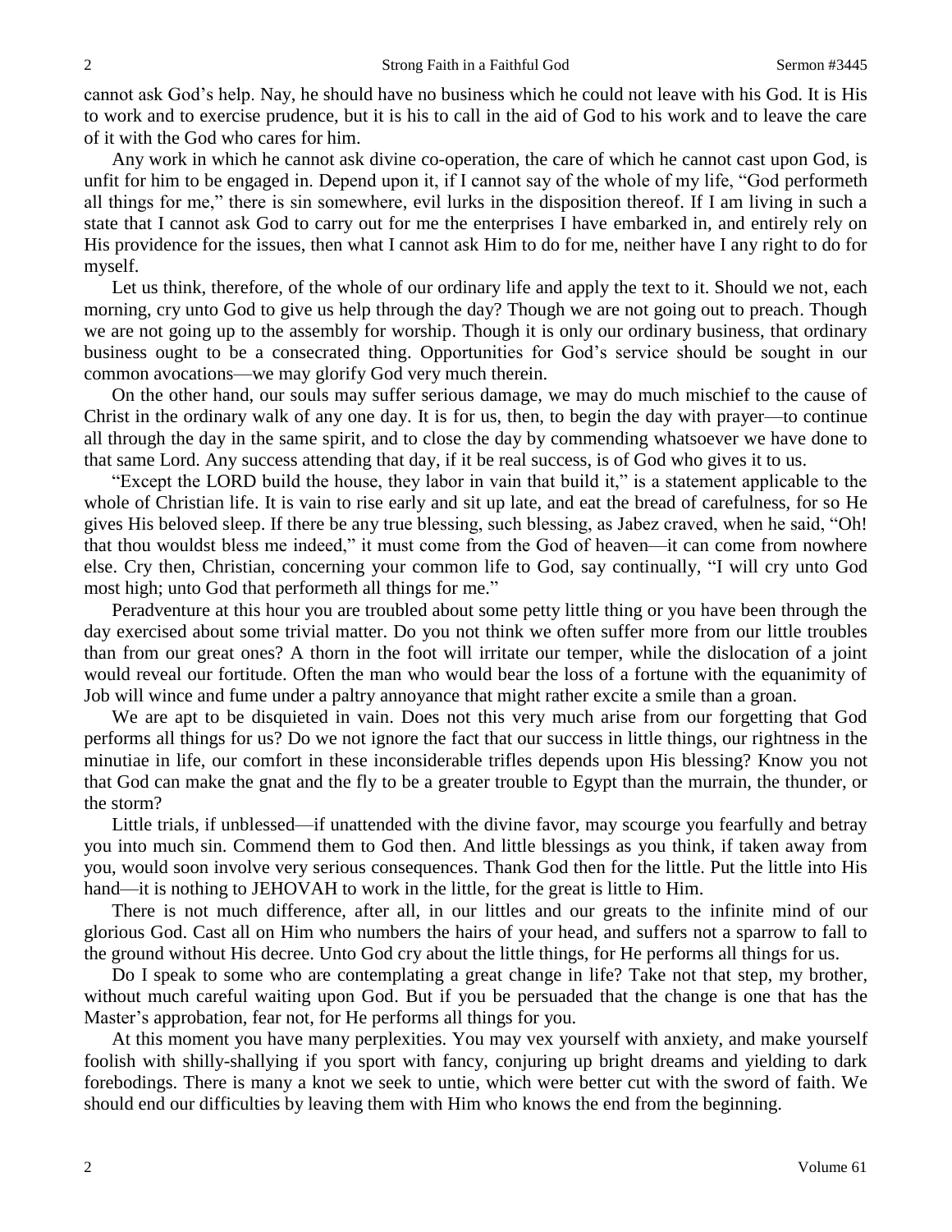cannot ask God's help. Nay, he should have no business which he could not leave with his God. It is His to work and to exercise prudence, but it is his to call in the aid of God to his work and to leave the care of it with the God who cares for him.

Any work in which he cannot ask divine co-operation, the care of which he cannot cast upon God, is unfit for him to be engaged in. Depend upon it, if I cannot say of the whole of my life, "God performeth all things for me," there is sin somewhere, evil lurks in the disposition thereof. If I am living in such a state that I cannot ask God to carry out for me the enterprises I have embarked in, and entirely rely on His providence for the issues, then what I cannot ask Him to do for me, neither have I any right to do for myself.

Let us think, therefore, of the whole of our ordinary life and apply the text to it. Should we not, each morning, cry unto God to give us help through the day? Though we are not going out to preach. Though we are not going up to the assembly for worship. Though it is only our ordinary business, that ordinary business ought to be a consecrated thing. Opportunities for God's service should be sought in our common avocations—we may glorify God very much therein.

On the other hand, our souls may suffer serious damage, we may do much mischief to the cause of Christ in the ordinary walk of any one day. It is for us, then, to begin the day with prayer—to continue all through the day in the same spirit, and to close the day by commending whatsoever we have done to that same Lord. Any success attending that day, if it be real success, is of God who gives it to us.

"Except the LORD build the house, they labor in vain that build it," is a statement applicable to the whole of Christian life. It is vain to rise early and sit up late, and eat the bread of carefulness, for so He gives His beloved sleep. If there be any true blessing, such blessing, as Jabez craved, when he said, "Oh! that thou wouldst bless me indeed," it must come from the God of heaven—it can come from nowhere else. Cry then, Christian, concerning your common life to God, say continually, "I will cry unto God most high; unto God that performeth all things for me."

Peradventure at this hour you are troubled about some petty little thing or you have been through the day exercised about some trivial matter. Do you not think we often suffer more from our little troubles than from our great ones? A thorn in the foot will irritate our temper, while the dislocation of a joint would reveal our fortitude. Often the man who would bear the loss of a fortune with the equanimity of Job will wince and fume under a paltry annoyance that might rather excite a smile than a groan.

We are apt to be disquieted in vain. Does not this very much arise from our forgetting that God performs all things for us? Do we not ignore the fact that our success in little things, our rightness in the minutiae in life, our comfort in these inconsiderable trifles depends upon His blessing? Know you not that God can make the gnat and the fly to be a greater trouble to Egypt than the murrain, the thunder, or the storm?

Little trials, if unblessed—if unattended with the divine favor, may scourge you fearfully and betray you into much sin. Commend them to God then. And little blessings as you think, if taken away from you, would soon involve very serious consequences. Thank God then for the little. Put the little into His hand—it is nothing to JEHOVAH to work in the little, for the great is little to Him.

There is not much difference, after all, in our littles and our greats to the infinite mind of our glorious God. Cast all on Him who numbers the hairs of your head, and suffers not a sparrow to fall to the ground without His decree. Unto God cry about the little things, for He performs all things for us.

Do I speak to some who are contemplating a great change in life? Take not that step, my brother, without much careful waiting upon God. But if you be persuaded that the change is one that has the Master's approbation, fear not, for He performs all things for you.

At this moment you have many perplexities. You may vex yourself with anxiety, and make yourself foolish with shilly-shallying if you sport with fancy, conjuring up bright dreams and yielding to dark forebodings. There is many a knot we seek to untie, which were better cut with the sword of faith. We should end our difficulties by leaving them with Him who knows the end from the beginning.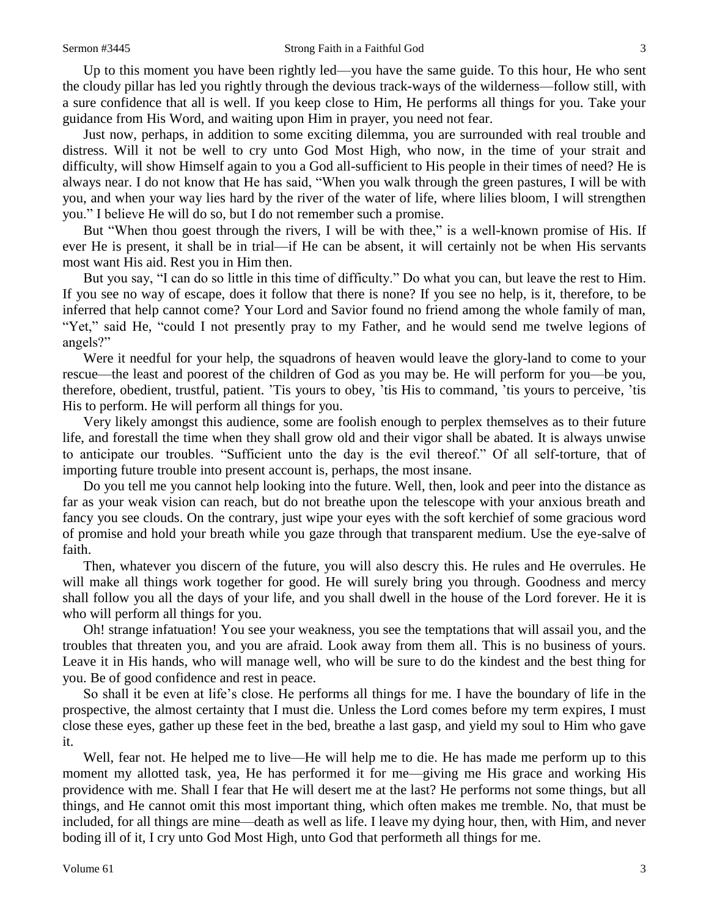Up to this moment you have been rightly led—you have the same guide. To this hour, He who sent the cloudy pillar has led you rightly through the devious track-ways of the wilderness—follow still, with a sure confidence that all is well. If you keep close to Him, He performs all things for you. Take your guidance from His Word, and waiting upon Him in prayer, you need not fear.

Just now, perhaps, in addition to some exciting dilemma, you are surrounded with real trouble and distress. Will it not be well to cry unto God Most High, who now, in the time of your strait and difficulty, will show Himself again to you a God all-sufficient to His people in their times of need? He is always near. I do not know that He has said, "When you walk through the green pastures, I will be with you, and when your way lies hard by the river of the water of life, where lilies bloom, I will strengthen you." I believe He will do so, but I do not remember such a promise.

But "When thou goest through the rivers, I will be with thee," is a well-known promise of His. If ever He is present, it shall be in trial—if He can be absent, it will certainly not be when His servants most want His aid. Rest you in Him then.

But you say, "I can do so little in this time of difficulty." Do what you can, but leave the rest to Him. If you see no way of escape, does it follow that there is none? If you see no help, is it, therefore, to be inferred that help cannot come? Your Lord and Savior found no friend among the whole family of man, "Yet," said He, "could I not presently pray to my Father, and he would send me twelve legions of angels?"

Were it needful for your help, the squadrons of heaven would leave the glory-land to come to your rescue—the least and poorest of the children of God as you may be. He will perform for you—be you, therefore, obedient, trustful, patient. 'Tis yours to obey, 'tis His to command, 'tis yours to perceive, 'tis His to perform. He will perform all things for you.

Very likely amongst this audience, some are foolish enough to perplex themselves as to their future life, and forestall the time when they shall grow old and their vigor shall be abated. It is always unwise to anticipate our troubles. "Sufficient unto the day is the evil thereof." Of all self-torture, that of importing future trouble into present account is, perhaps, the most insane.

Do you tell me you cannot help looking into the future. Well, then, look and peer into the distance as far as your weak vision can reach, but do not breathe upon the telescope with your anxious breath and fancy you see clouds. On the contrary, just wipe your eyes with the soft kerchief of some gracious word of promise and hold your breath while you gaze through that transparent medium. Use the eye-salve of faith.

Then, whatever you discern of the future, you will also descry this. He rules and He overrules. He will make all things work together for good. He will surely bring you through. Goodness and mercy shall follow you all the days of your life, and you shall dwell in the house of the Lord forever. He it is who will perform all things for you.

Oh! strange infatuation! You see your weakness, you see the temptations that will assail you, and the troubles that threaten you, and you are afraid. Look away from them all. This is no business of yours. Leave it in His hands, who will manage well, who will be sure to do the kindest and the best thing for you. Be of good confidence and rest in peace.

So shall it be even at life's close. He performs all things for me. I have the boundary of life in the prospective, the almost certainty that I must die. Unless the Lord comes before my term expires, I must close these eyes, gather up these feet in the bed, breathe a last gasp, and yield my soul to Him who gave it.

Well, fear not. He helped me to live—He will help me to die. He has made me perform up to this moment my allotted task, yea, He has performed it for me—giving me His grace and working His providence with me. Shall I fear that He will desert me at the last? He performs not some things, but all things, and He cannot omit this most important thing, which often makes me tremble. No, that must be included, for all things are mine—death as well as life. I leave my dying hour, then, with Him, and never boding ill of it, I cry unto God Most High, unto God that performeth all things for me.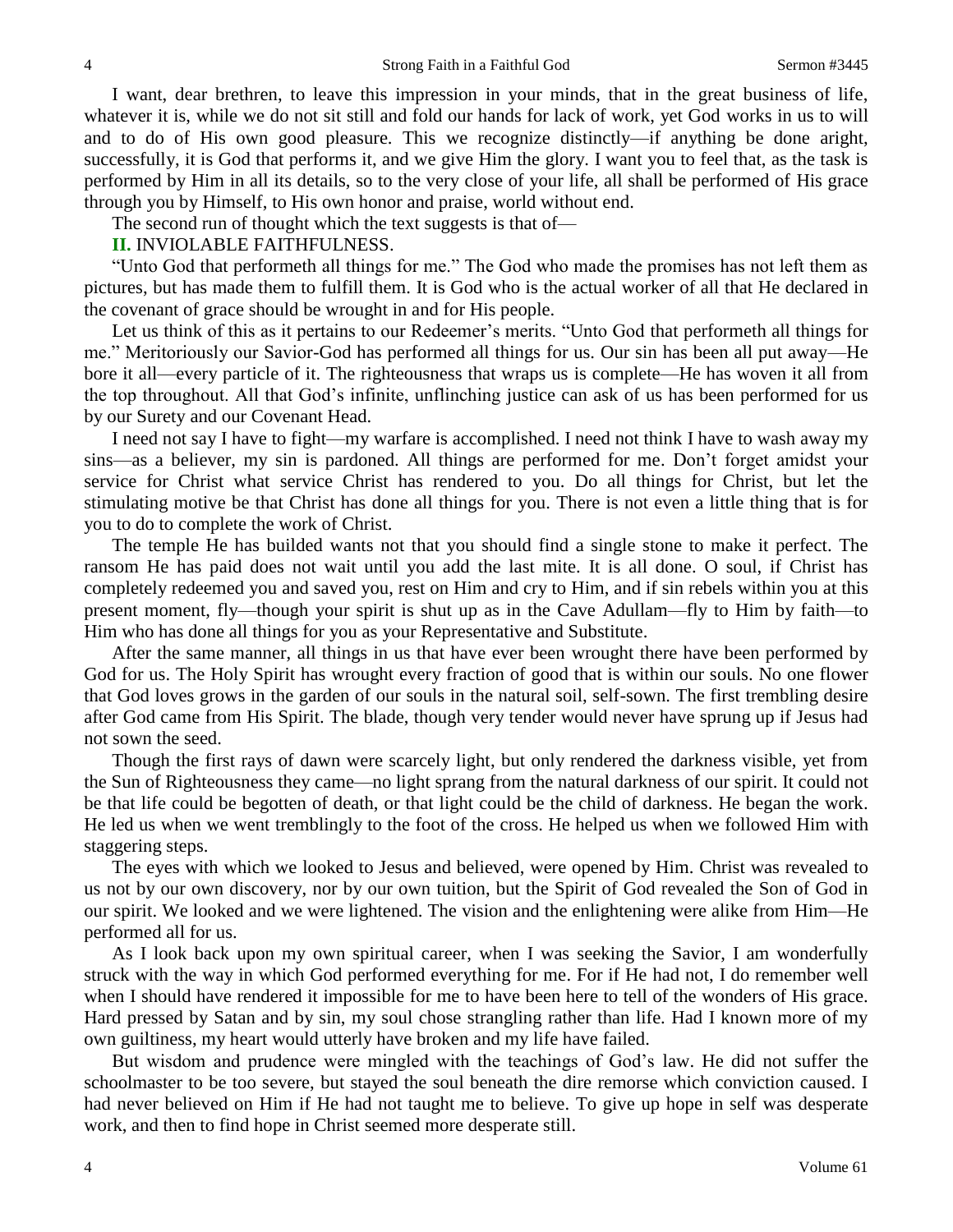I want, dear brethren, to leave this impression in your minds, that in the great business of life, whatever it is, while we do not sit still and fold our hands for lack of work, yet God works in us to will and to do of His own good pleasure. This we recognize distinctly—if anything be done aright, successfully, it is God that performs it, and we give Him the glory. I want you to feel that, as the task is performed by Him in all its details, so to the very close of your life, all shall be performed of His grace through you by Himself, to His own honor and praise, world without end.

The second run of thought which the text suggests is that of—

**II.** INVIOLABLE FAITHFULNESS.

"Unto God that performeth all things for me." The God who made the promises has not left them as pictures, but has made them to fulfill them. It is God who is the actual worker of all that He declared in the covenant of grace should be wrought in and for His people.

Let us think of this as it pertains to our Redeemer's merits. "Unto God that performeth all things for me." Meritoriously our Savior-God has performed all things for us. Our sin has been all put away—He bore it all—every particle of it. The righteousness that wraps us is complete—He has woven it all from the top throughout. All that God's infinite, unflinching justice can ask of us has been performed for us by our Surety and our Covenant Head.

I need not say I have to fight—my warfare is accomplished. I need not think I have to wash away my sins—as a believer, my sin is pardoned. All things are performed for me. Don't forget amidst your service for Christ what service Christ has rendered to you. Do all things for Christ, but let the stimulating motive be that Christ has done all things for you. There is not even a little thing that is for you to do to complete the work of Christ.

The temple He has builded wants not that you should find a single stone to make it perfect. The ransom He has paid does not wait until you add the last mite. It is all done. O soul, if Christ has completely redeemed you and saved you, rest on Him and cry to Him, and if sin rebels within you at this present moment, fly—though your spirit is shut up as in the Cave Adullam—fly to Him by faith—to Him who has done all things for you as your Representative and Substitute.

After the same manner, all things in us that have ever been wrought there have been performed by God for us. The Holy Spirit has wrought every fraction of good that is within our souls. No one flower that God loves grows in the garden of our souls in the natural soil, self-sown. The first trembling desire after God came from His Spirit. The blade, though very tender would never have sprung up if Jesus had not sown the seed.

Though the first rays of dawn were scarcely light, but only rendered the darkness visible, yet from the Sun of Righteousness they came—no light sprang from the natural darkness of our spirit. It could not be that life could be begotten of death, or that light could be the child of darkness. He began the work. He led us when we went tremblingly to the foot of the cross. He helped us when we followed Him with staggering steps.

The eyes with which we looked to Jesus and believed, were opened by Him. Christ was revealed to us not by our own discovery, nor by our own tuition, but the Spirit of God revealed the Son of God in our spirit. We looked and we were lightened. The vision and the enlightening were alike from Him—He performed all for us.

As I look back upon my own spiritual career, when I was seeking the Savior, I am wonderfully struck with the way in which God performed everything for me. For if He had not, I do remember well when I should have rendered it impossible for me to have been here to tell of the wonders of His grace. Hard pressed by Satan and by sin, my soul chose strangling rather than life. Had I known more of my own guiltiness, my heart would utterly have broken and my life have failed.

But wisdom and prudence were mingled with the teachings of God's law. He did not suffer the schoolmaster to be too severe, but stayed the soul beneath the dire remorse which conviction caused. I had never believed on Him if He had not taught me to believe. To give up hope in self was desperate work, and then to find hope in Christ seemed more desperate still.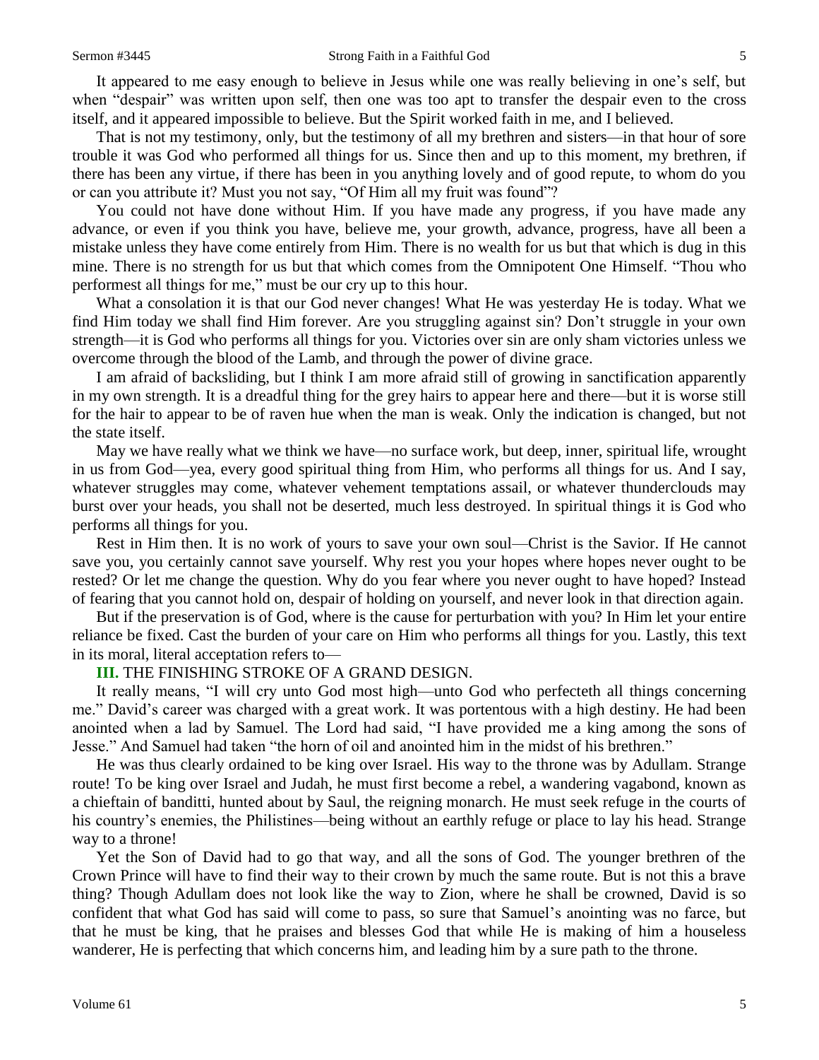It appeared to me easy enough to believe in Jesus while one was really believing in one's self, but when "despair" was written upon self, then one was too apt to transfer the despair even to the cross itself, and it appeared impossible to believe. But the Spirit worked faith in me, and I believed.

That is not my testimony, only, but the testimony of all my brethren and sisters—in that hour of sore trouble it was God who performed all things for us. Since then and up to this moment, my brethren, if there has been any virtue, if there has been in you anything lovely and of good repute, to whom do you or can you attribute it? Must you not say, "Of Him all my fruit was found"?

You could not have done without Him. If you have made any progress, if you have made any advance, or even if you think you have, believe me, your growth, advance, progress, have all been a mistake unless they have come entirely from Him. There is no wealth for us but that which is dug in this mine. There is no strength for us but that which comes from the Omnipotent One Himself. "Thou who performest all things for me," must be our cry up to this hour.

What a consolation it is that our God never changes! What He was yesterday He is today. What we find Him today we shall find Him forever. Are you struggling against sin? Don't struggle in your own strength—it is God who performs all things for you. Victories over sin are only sham victories unless we overcome through the blood of the Lamb, and through the power of divine grace.

I am afraid of backsliding, but I think I am more afraid still of growing in sanctification apparently in my own strength. It is a dreadful thing for the grey hairs to appear here and there—but it is worse still for the hair to appear to be of raven hue when the man is weak. Only the indication is changed, but not the state itself.

May we have really what we think we have—no surface work, but deep, inner, spiritual life, wrought in us from God—yea, every good spiritual thing from Him, who performs all things for us. And I say, whatever struggles may come, whatever vehement temptations assail, or whatever thunderclouds may burst over your heads, you shall not be deserted, much less destroyed. In spiritual things it is God who performs all things for you.

Rest in Him then. It is no work of yours to save your own soul—Christ is the Savior. If He cannot save you, you certainly cannot save yourself. Why rest you your hopes where hopes never ought to be rested? Or let me change the question. Why do you fear where you never ought to have hoped? Instead of fearing that you cannot hold on, despair of holding on yourself, and never look in that direction again.

But if the preservation is of God, where is the cause for perturbation with you? In Him let your entire reliance be fixed. Cast the burden of your care on Him who performs all things for you. Lastly, this text in its moral, literal acceptation refers to—

**III.** THE FINISHING STROKE OF A GRAND DESIGN.

It really means, "I will cry unto God most high—unto God who perfecteth all things concerning me." David's career was charged with a great work. It was portentous with a high destiny. He had been anointed when a lad by Samuel. The Lord had said, "I have provided me a king among the sons of Jesse." And Samuel had taken "the horn of oil and anointed him in the midst of his brethren."

He was thus clearly ordained to be king over Israel. His way to the throne was by Adullam. Strange route! To be king over Israel and Judah, he must first become a rebel, a wandering vagabond, known as a chieftain of banditti, hunted about by Saul, the reigning monarch. He must seek refuge in the courts of his country's enemies, the Philistines—being without an earthly refuge or place to lay his head. Strange way to a throne!

Yet the Son of David had to go that way, and all the sons of God. The younger brethren of the Crown Prince will have to find their way to their crown by much the same route. But is not this a brave thing? Though Adullam does not look like the way to Zion, where he shall be crowned, David is so confident that what God has said will come to pass, so sure that Samuel's anointing was no farce, but that he must be king, that he praises and blesses God that while He is making of him a houseless wanderer, He is perfecting that which concerns him, and leading him by a sure path to the throne.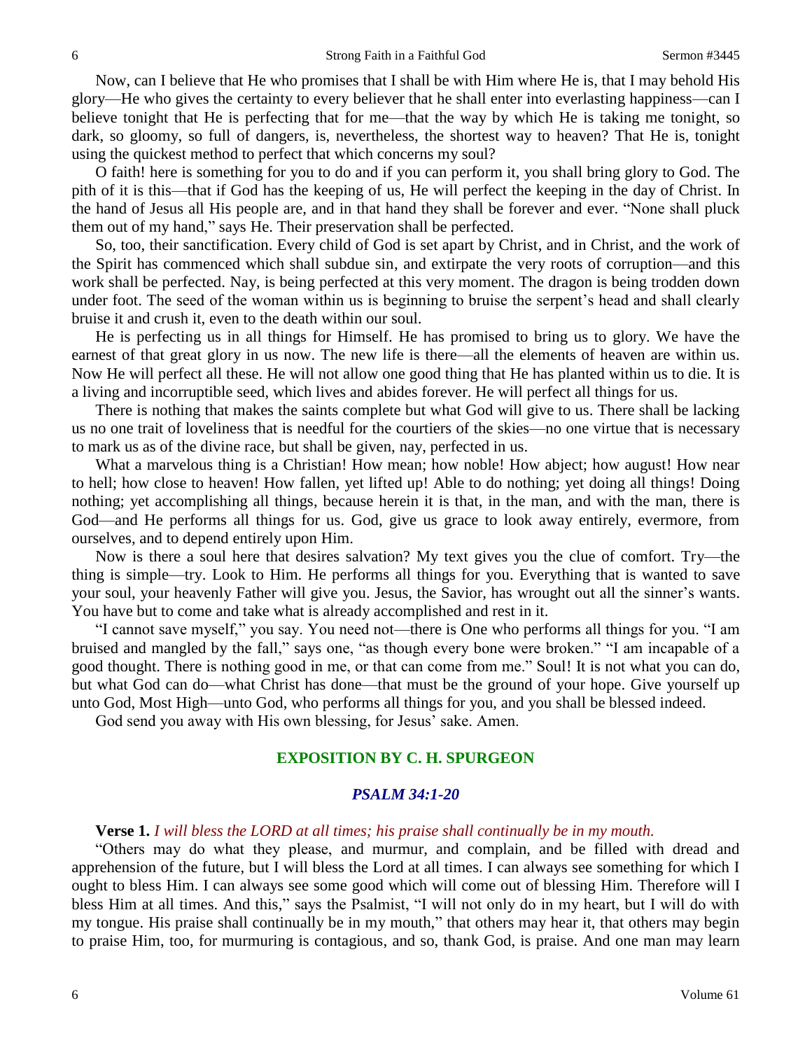Now, can I believe that He who promises that I shall be with Him where He is, that I may behold His glory—He who gives the certainty to every believer that he shall enter into everlasting happiness—can I believe tonight that He is perfecting that for me—that the way by which He is taking me tonight, so dark, so gloomy, so full of dangers, is, nevertheless, the shortest way to heaven? That He is, tonight using the quickest method to perfect that which concerns my soul?

O faith! here is something for you to do and if you can perform it, you shall bring glory to God. The pith of it is this—that if God has the keeping of us, He will perfect the keeping in the day of Christ. In the hand of Jesus all His people are, and in that hand they shall be forever and ever. "None shall pluck them out of my hand," says He. Their preservation shall be perfected.

So, too, their sanctification. Every child of God is set apart by Christ, and in Christ, and the work of the Spirit has commenced which shall subdue sin, and extirpate the very roots of corruption—and this work shall be perfected. Nay, is being perfected at this very moment. The dragon is being trodden down under foot. The seed of the woman within us is beginning to bruise the serpent's head and shall clearly bruise it and crush it, even to the death within our soul.

He is perfecting us in all things for Himself. He has promised to bring us to glory. We have the earnest of that great glory in us now. The new life is there—all the elements of heaven are within us. Now He will perfect all these. He will not allow one good thing that He has planted within us to die. It is a living and incorruptible seed, which lives and abides forever. He will perfect all things for us.

There is nothing that makes the saints complete but what God will give to us. There shall be lacking us no one trait of loveliness that is needful for the courtiers of the skies—no one virtue that is necessary to mark us as of the divine race, but shall be given, nay, perfected in us.

What a marvelous thing is a Christian! How mean; how noble! How abject; how august! How near to hell; how close to heaven! How fallen, yet lifted up! Able to do nothing; yet doing all things! Doing nothing; yet accomplishing all things, because herein it is that, in the man, and with the man, there is God—and He performs all things for us. God, give us grace to look away entirely, evermore, from ourselves, and to depend entirely upon Him.

Now is there a soul here that desires salvation? My text gives you the clue of comfort. Try—the thing is simple—try. Look to Him. He performs all things for you. Everything that is wanted to save your soul, your heavenly Father will give you. Jesus, the Savior, has wrought out all the sinner's wants. You have but to come and take what is already accomplished and rest in it.

"I cannot save myself," you say. You need not—there is One who performs all things for you. "I am bruised and mangled by the fall," says one, "as though every bone were broken." "I am incapable of a good thought. There is nothing good in me, or that can come from me." Soul! It is not what you can do, but what God can do—what Christ has done—that must be the ground of your hope. Give yourself up unto God, Most High—unto God, who performs all things for you, and you shall be blessed indeed.

God send you away with His own blessing, for Jesus' sake. Amen.

## EXPOSITION BY C. H. SPURGEON

### *PSALM 34:1-20*

**Verse 1.** *I will bless the LORD at all times; his praise shall continually be in my mouth.*

"Others may do what they please, and murmur, and complain, and be filled with dread and apprehension of the future, but I will bless the Lord at all times. I can always see something for which I ought to bless Him. I can always see some good which will come out of blessing Him. Therefore will I bless Him at all times. And this," says the Psalmist, "I will not only do in my heart, but I will do with my tongue. His praise shall continually be in my mouth," that others may hear it, that others may begin to praise Him, too, for murmuring is contagious, and so, thank God, is praise. And one man may learn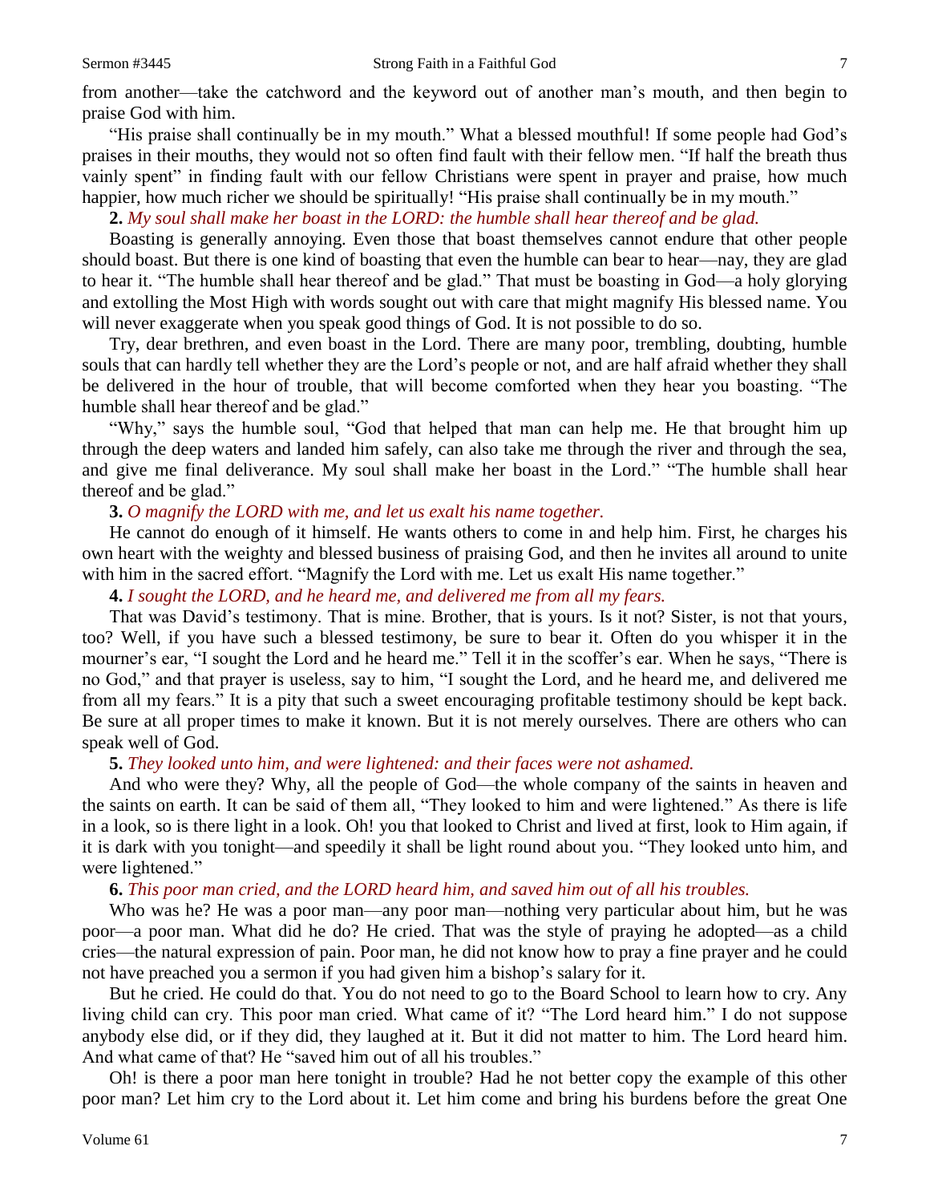from another—take the catchword and the keyword out of another man's mouth, and then begin to praise God with him.

"His praise shall continually be in my mouth." What a blessed mouthful! If some people had God's praises in their mouths, they would not so often find fault with their fellow men. "If half the breath thus vainly spent" in finding fault with our fellow Christians were spent in prayer and praise, how much happier, how much richer we should be spiritually! "His praise shall continually be in my mouth."

**2.** *My soul shall make her boast in the LORD: the humble shall hear thereof and be glad.*

Boasting is generally annoying. Even those that boast themselves cannot endure that other people should boast. But there is one kind of boasting that even the humble can bear to hear—nay, they are glad to hear it. "The humble shall hear thereof and be glad." That must be boasting in God—a holy glorying and extolling the Most High with words sought out with care that might magnify His blessed name. You will never exaggerate when you speak good things of God. It is not possible to do so.

Try, dear brethren, and even boast in the Lord. There are many poor, trembling, doubting, humble souls that can hardly tell whether they are the Lord's people or not, and are half afraid whether they shall be delivered in the hour of trouble, that will become comforted when they hear you boasting. "The humble shall hear thereof and be glad."

"Why," says the humble soul, "God that helped that man can help me. He that brought him up through the deep waters and landed him safely, can also take me through the river and through the sea, and give me final deliverance. My soul shall make her boast in the Lord." "The humble shall hear thereof and be glad."

**3.** *O magnify the LORD with me, and let us exalt his name together.*

He cannot do enough of it himself. He wants others to come in and help him. First, he charges his own heart with the weighty and blessed business of praising God, and then he invites all around to unite with him in the sacred effort. "Magnify the Lord with me. Let us exalt His name together."

**4.** *I sought the LORD, and he heard me, and delivered me from all my fears.*

That was David's testimony. That is mine. Brother, that is yours. Is it not? Sister, is not that yours, too? Well, if you have such a blessed testimony, be sure to bear it. Often do you whisper it in the mourner's ear, "I sought the Lord and he heard me." Tell it in the scoffer's ear. When he says, "There is no God," and that prayer is useless, say to him, "I sought the Lord, and he heard me, and delivered me from all my fears." It is a pity that such a sweet encouraging profitable testimony should be kept back. Be sure at all proper times to make it known. But it is not merely ourselves. There are others who can speak well of God.

**5.** *They looked unto him, and were lightened: and their faces were not ashamed.*

And who were they? Why, all the people of God—the whole company of the saints in heaven and the saints on earth. It can be said of them all, "They looked to him and were lightened." As there is life in a look, so is there light in a look. Oh! you that looked to Christ and lived at first, look to Him again, if it is dark with you tonight—and speedily it shall be light round about you. "They looked unto him, and were lightened."

**6.** *This poor man cried, and the LORD heard him, and saved him out of all his troubles.*

Who was he? He was a poor man—any poor man—nothing very particular about him, but he was poor—a poor man. What did he do? He cried. That was the style of praying he adopted—as a child cries—the natural expression of pain. Poor man, he did not know how to pray a fine prayer and he could not have preached you a sermon if you had given him a bishop's salary for it.

But he cried. He could do that. You do not need to go to the Board School to learn how to cry. Any living child can cry. This poor man cried. What came of it? "The Lord heard him." I do not suppose anybody else did, or if they did, they laughed at it. But it did not matter to him. The Lord heard him. And what came of that? He "saved him out of all his troubles."

Oh! is there a poor man here tonight in trouble? Had he not better copy the example of this other poor man? Let him cry to the Lord about it. Let him come and bring his burdens before the great One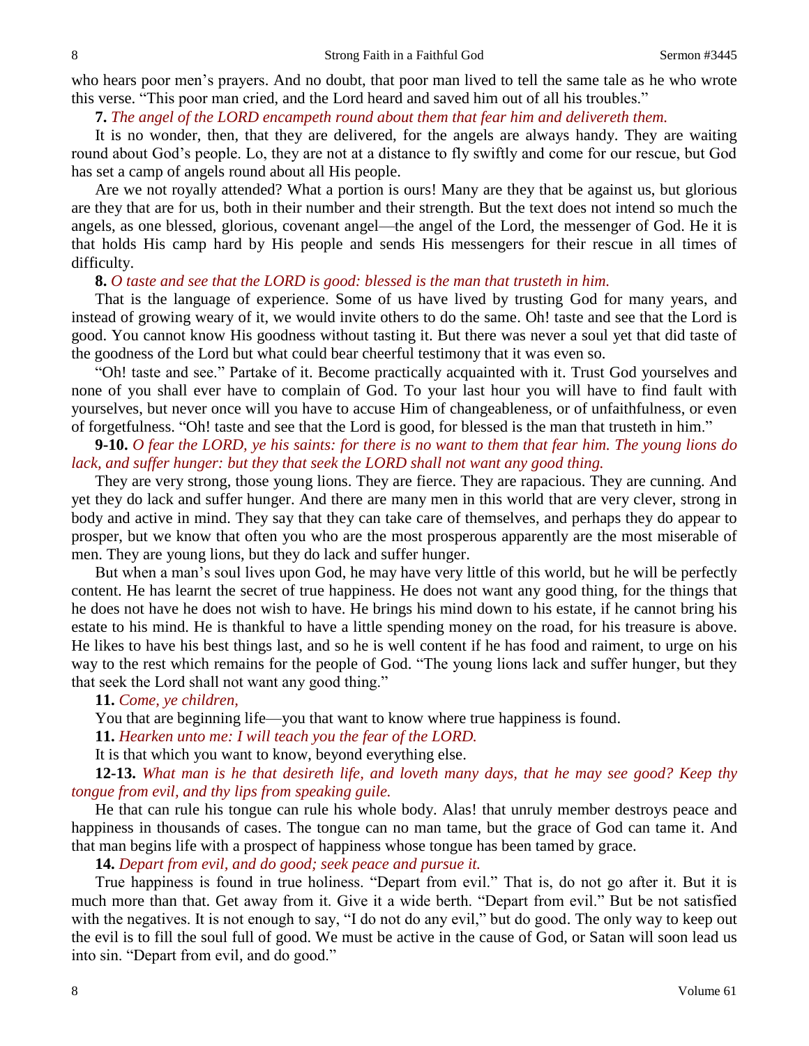who hears poor men's prayers. And no doubt, that poor man lived to tell the same tale as he who wrote this verse. "This poor man cried, and the Lord heard and saved him out of all his troubles."

**7.** *The angel of the LORD encampeth round about them that fear him and delivereth them.*

It is no wonder, then, that they are delivered, for the angels are always handy. They are waiting round about God's people. Lo, they are not at a distance to fly swiftly and come for our rescue, but God has set a camp of angels round about all His people.

Are we not royally attended? What a portion is ours! Many are they that be against us, but glorious are they that are for us, both in their number and their strength. But the text does not intend so much the angels, as one blessed, glorious, covenant angel—the angel of the Lord, the messenger of God. He it is that holds His camp hard by His people and sends His messengers for their rescue in all times of difficulty.

**8.** *O taste and see that the LORD is good: blessed is the man that trusteth in him.*

That is the language of experience. Some of us have lived by trusting God for many years, and instead of growing weary of it, we would invite others to do the same. Oh! taste and see that the Lord is good. You cannot know His goodness without tasting it. But there was never a soul yet that did taste of the goodness of the Lord but what could bear cheerful testimony that it was even so.

"Oh! taste and see." Partake of it. Become practically acquainted with it. Trust God yourselves and none of you shall ever have to complain of God. To your last hour you will have to find fault with yourselves, but never once will you have to accuse Him of changeableness, or of unfaithfulness, or even of forgetfulness. "Oh! taste and see that the Lord is good, for blessed is the man that trusteth in him."

**9-10.** *O fear the LORD, ye his saints: for there is no want to them that fear him. The young lions do lack, and suffer hunger: but they that seek the LORD shall not want any good thing.*

They are very strong, those young lions. They are fierce. They are rapacious. They are cunning. And yet they do lack and suffer hunger. And there are many men in this world that are very clever, strong in body and active in mind. They say that they can take care of themselves, and perhaps they do appear to prosper, but we know that often you who are the most prosperous apparently are the most miserable of men. They are young lions, but they do lack and suffer hunger.

But when a man's soul lives upon God, he may have very little of this world, but he will be perfectly content. He has learnt the secret of true happiness. He does not want any good thing, for the things that he does not have he does not wish to have. He brings his mind down to his estate, if he cannot bring his estate to his mind. He is thankful to have a little spending money on the road, for his treasure is above. He likes to have his best things last, and so he is well content if he has food and raiment, to urge on his way to the rest which remains for the people of God. "The young lions lack and suffer hunger, but they that seek the Lord shall not want any good thing."

**11.** *Come, ye children,*

You that are beginning life—you that want to know where true happiness is found.

**11.** *Hearken unto me: I will teach you the fear of the LORD.*

It is that which you want to know, beyond everything else.

**12-13.** *What man is he that desireth life, and loveth many days, that he may see good? Keep thy tongue from evil, and thy lips from speaking guile.*

He that can rule his tongue can rule his whole body. Alas! that unruly member destroys peace and happiness in thousands of cases. The tongue can no man tame, but the grace of God can tame it. And that man begins life with a prospect of happiness whose tongue has been tamed by grace.

**14.** *Depart from evil, and do good; seek peace and pursue it.*

True happiness is found in true holiness. "Depart from evil." That is, do not go after it. But it is much more than that. Get away from it. Give it a wide berth. "Depart from evil." But be not satisfied with the negatives. It is not enough to say, "I do not do any evil," but do good. The only way to keep out the evil is to fill the soul full of good. We must be active in the cause of God, or Satan will soon lead us into sin. "Depart from evil, and do good."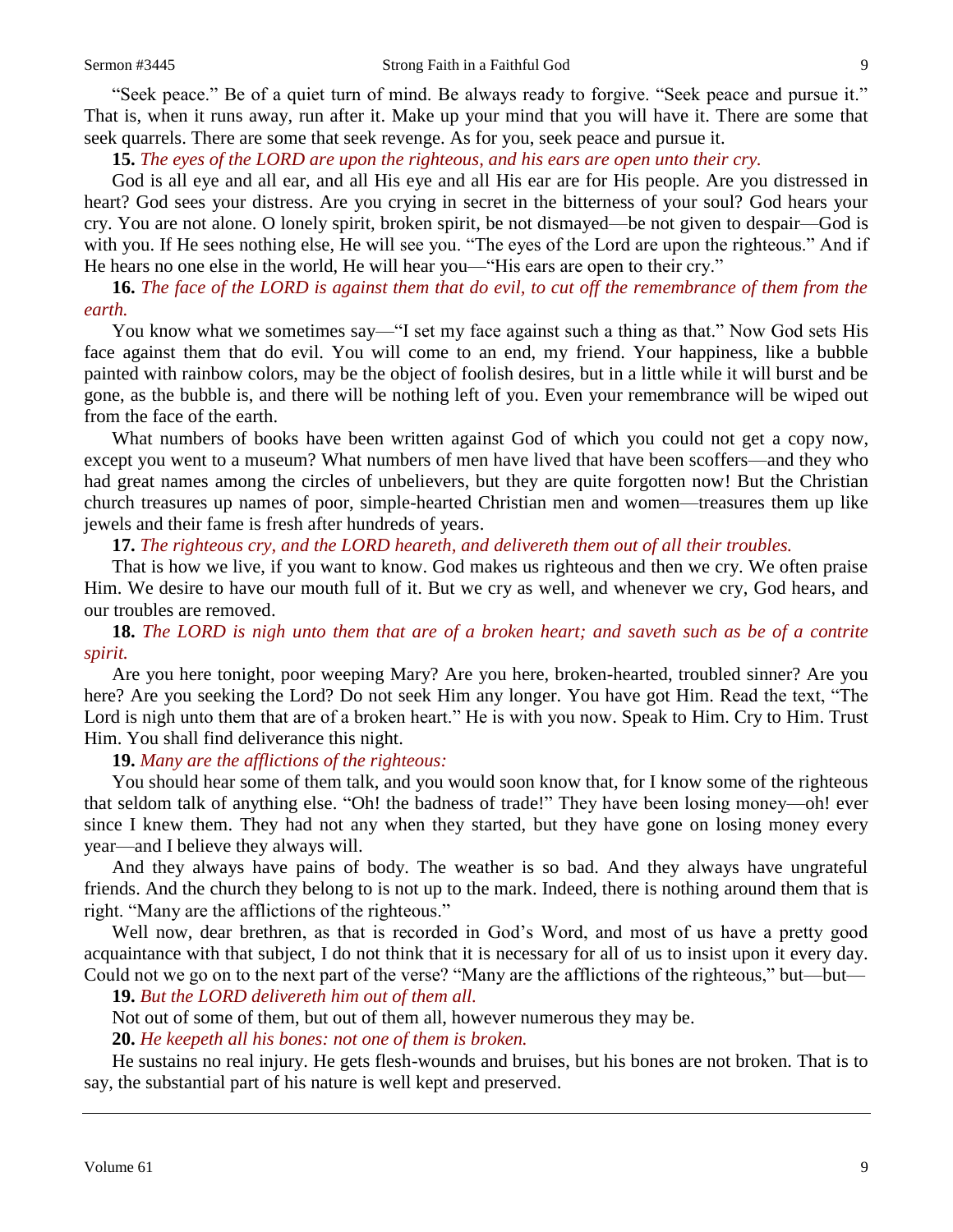"Seek peace." Be of a quiet turn of mind. Be always ready to forgive. "Seek peace and pursue it." That is, when it runs away, run after it. Make up your mind that you will have it. There are some that seek quarrels. There are some that seek revenge. As for you, seek peace and pursue it.

**15.** *The eyes of the LORD are upon the righteous, and his ears are open unto their cry.*

God is all eye and all ear, and all His eye and all His ear are for His people. Are you distressed in heart? God sees your distress. Are you crying in secret in the bitterness of your soul? God hears your cry. You are not alone. O lonely spirit, broken spirit, be not dismayed—be not given to despair—God is with you. If He sees nothing else, He will see you. "The eyes of the Lord are upon the righteous." And if He hears no one else in the world, He will hear you—"His ears are open to their cry."

**16.** *The face of the LORD is against them that do evil, to cut off the remembrance of them from the earth.*

You know what we sometimes say—"I set my face against such a thing as that." Now God sets His face against them that do evil. You will come to an end, my friend. Your happiness, like a bubble painted with rainbow colors, may be the object of foolish desires, but in a little while it will burst and be gone, as the bubble is, and there will be nothing left of you. Even your remembrance will be wiped out from the face of the earth.

What numbers of books have been written against God of which you could not get a copy now, except you went to a museum? What numbers of men have lived that have been scoffers—and they who had great names among the circles of unbelievers, but they are quite forgotten now! But the Christian church treasures up names of poor, simple-hearted Christian men and women—treasures them up like jewels and their fame is fresh after hundreds of years.

**17.** *The righteous cry, and the LORD heareth, and delivereth them out of all their troubles.*

That is how we live, if you want to know. God makes us righteous and then we cry. We often praise Him. We desire to have our mouth full of it. But we cry as well, and whenever we cry, God hears, and our troubles are removed.

**18.** *The LORD is nigh unto them that are of a broken heart; and saveth such as be of a contrite spirit.*

Are you here tonight, poor weeping Mary? Are you here, broken-hearted, troubled sinner? Are you here? Are you seeking the Lord? Do not seek Him any longer. You have got Him. Read the text, "The Lord is nigh unto them that are of a broken heart." He is with you now. Speak to Him. Cry to Him. Trust Him. You shall find deliverance this night.

**19.** *Many are the afflictions of the righteous:*

You should hear some of them talk, and you would soon know that, for I know some of the righteous that seldom talk of anything else. "Oh! the badness of trade!" They have been losing money—oh! ever since I knew them. They had not any when they started, but they have gone on losing money every year—and I believe they always will.

And they always have pains of body. The weather is so bad. And they always have ungrateful friends. And the church they belong to is not up to the mark. Indeed, there is nothing around them that is right. "Many are the afflictions of the righteous."

Well now, dear brethren, as that is recorded in God's Word, and most of us have a pretty good acquaintance with that subject, I do not think that it is necessary for all of us to insist upon it every day. Could not we go on to the next part of the verse? "Many are the afflictions of the righteous," but—but—

**19.** *But the LORD delivereth him out of them all.*

Not out of some of them, but out of them all, however numerous they may be.

**20.** *He keepeth all his bones: not one of them is broken.*

He sustains no real injury. He gets flesh-wounds and bruises, but his bones are not broken. That is to say, the substantial part of his nature is well kept and preserved.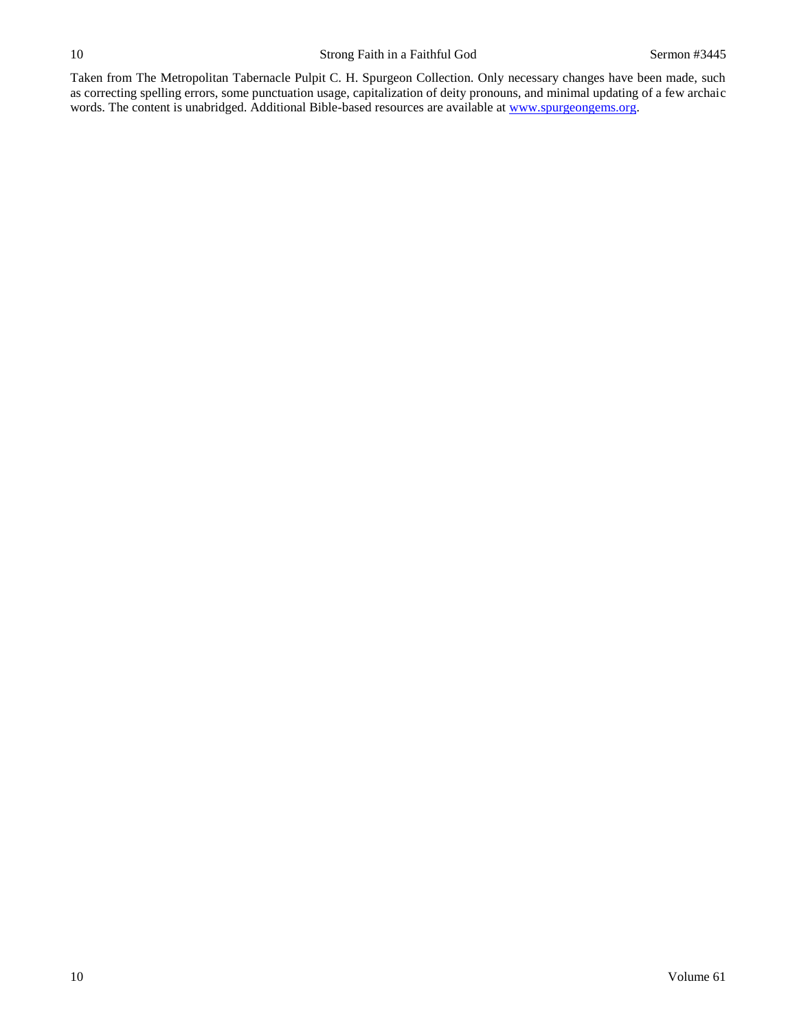Taken from The Metropolitan Tabernacle Pulpit C. H. Spurgeon Collection. Only necessary changes have been made, such as correcting spelling errors, some punctuation usage, capitalization of deity pronouns, and minimal updating of a few archaic words. The content is unabridged. Additional Bible-based resources are available at www.spurgeongems.org.